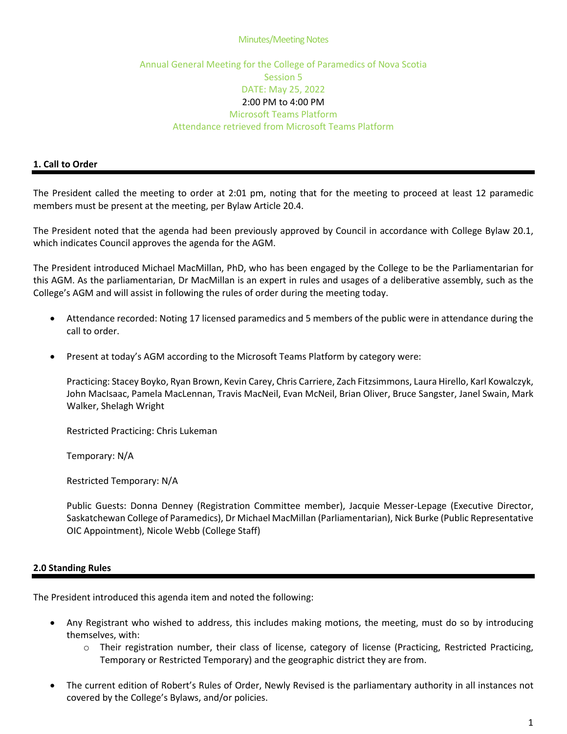Minutes/Meeting Notes

Annual General Meeting for the College of Paramedics of Nova Scotia
Session 5
DATE: May 25, 2022
2:00 PM to 4:00 PM
Microsoft Teams Platform
Attendance retrieved from Microsoft Teams Platform

## 1. Call to Order

The President called the meeting to order at 2:01 pm, noting that for the meeting to proceed at least 12 paramedic members must be present at the meeting, per Bylaw Article 20.4.

The President noted that the agenda had been previously approved by Council in accordance with College Bylaw 20.1, which indicates Council approves the agenda for the AGM.

The President introduced Michael MacMillan, PhD, who has been engaged by the College to be the Parliamentarian for this AGM. As the parliamentarian, Dr MacMillan is an expert in rules and usages of a deliberative assembly, such as the College's AGM and will assist in following the rules of order during the meeting today.

- Attendance recorded: Noting 17 licensed paramedics and 5 members of the public were in attendance during the call to order.
- Present at today's AGM according to the Microsoft Teams Platform by category were:

  Practicing: Stacey Boyko, Ryan Brown, Kevin Carey, Chris Carriere, Zach Fitzsimmons, Laura Hirello, Karl Kowalczyk, John MacIsaac, Pamela MacLennan, Travis MacNeil, Evan McNeil, Brian Oliver, Bruce Sangster, Janel Swain, Mark Walker, Shelagh Wright

  Restricted Practicing: Chris Lukeman

  Temporary: N/A

  Restricted Temporary: N/A

  Public Guests: Donna Denney (Registration Committee member), Jacquie Messer-Lepage (Executive Director, Saskatchewan College of Paramedics), Dr Michael MacMillan (Parliamentarian), Nick Burke (Public Representative OIC Appointment), Nicole Webb (College Staff)

## 2.0 Standing Rules

The President introduced this agenda item and noted the following:

- Any Registrant who wished to address, this includes making motions, the meeting, must do so by introducing themselves, with:
  - Their registration number, their class of license, category of license (Practicing, Restricted Practicing, Temporary or Restricted Temporary) and the geographic district they are from.
- The current edition of Robert's Rules of Order, Newly Revised is the parliamentary authority in all instances not covered by the College's Bylaws, and/or policies.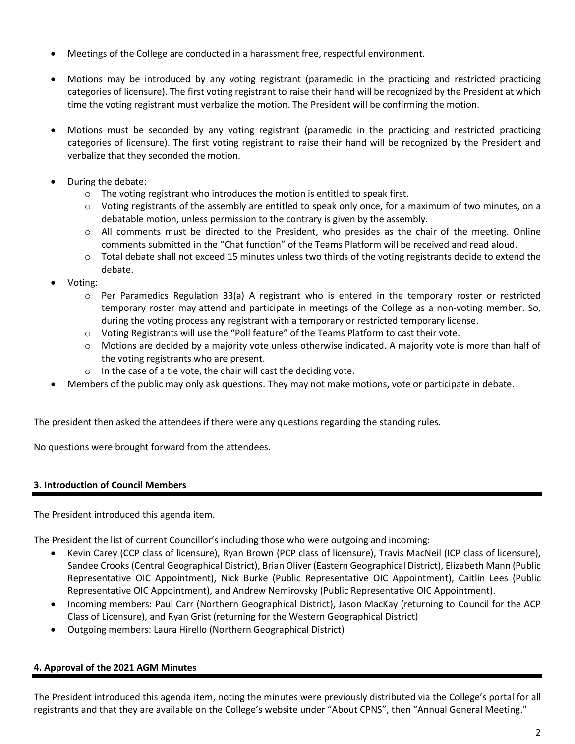- Meetings of the College are conducted in a harassment free, respectful environment.
- Motions may be introduced by any voting registrant (paramedic in the practicing and restricted practicing categories of licensure). The first voting registrant to raise their hand will be recognized by the President at which time the voting registrant must verbalize the motion. The President will be confirming the motion.
- Motions must be seconded by any voting registrant (paramedic in the practicing and restricted practicing categories of licensure). The first voting registrant to raise their hand will be recognized by the President and verbalize that they seconded the motion.
- During the debate:
  - The voting registrant who introduces the motion is entitled to speak first.
  - Voting registrants of the assembly are entitled to speak only once, for a maximum of two minutes, on a debatable motion, unless permission to the contrary is given by the assembly.
  - All comments must be directed to the President, who presides as the chair of the meeting. Online comments submitted in the "Chat function" of the Teams Platform will be received and read aloud.
  - Total debate shall not exceed 15 minutes unless two thirds of the voting registrants decide to extend the debate.
- Voting:
  - Per Paramedics Regulation 33(a) A registrant who is entered in the temporary roster or restricted temporary roster may attend and participate in meetings of the College as a non-voting member. So, during the voting process any registrant with a temporary or restricted temporary license.
  - Voting Registrants will use the "Poll feature" of the Teams Platform to cast their vote.
  - Motions are decided by a majority vote unless otherwise indicated. A majority vote is more than half of the voting registrants who are present.
  - In the case of a tie vote, the chair will cast the deciding vote.
- Members of the public may only ask questions. They may not make motions, vote or participate in debate.

The president then asked the attendees if there were any questions regarding the standing rules.

No questions were brought forward from the attendees.

## 3. Introduction of Council Members

The President introduced this agenda item.

The President the list of current Councillor's including those who were outgoing and incoming:

- Kevin Carey (CCP class of licensure), Ryan Brown (PCP class of licensure), Travis MacNeil (ICP class of licensure), Sandee Crooks (Central Geographical District), Brian Oliver (Eastern Geographical District), Elizabeth Mann (Public Representative OIC Appointment), Nick Burke (Public Representative OIC Appointment), Caitlin Lees (Public Representative OIC Appointment), and Andrew Nemirovsky (Public Representative OIC Appointment).
- Incoming members: Paul Carr (Northern Geographical District), Jason MacKay (returning to Council for the ACP Class of Licensure), and Ryan Grist (returning for the Western Geographical District)
- Outgoing members: Laura Hirello (Northern Geographical District)

## 4. Approval of the 2021 AGM Minutes

The President introduced this agenda item, noting the minutes were previously distributed via the College's portal for all registrants and that they are available on the College's website under "About CPNS", then "Annual General Meeting."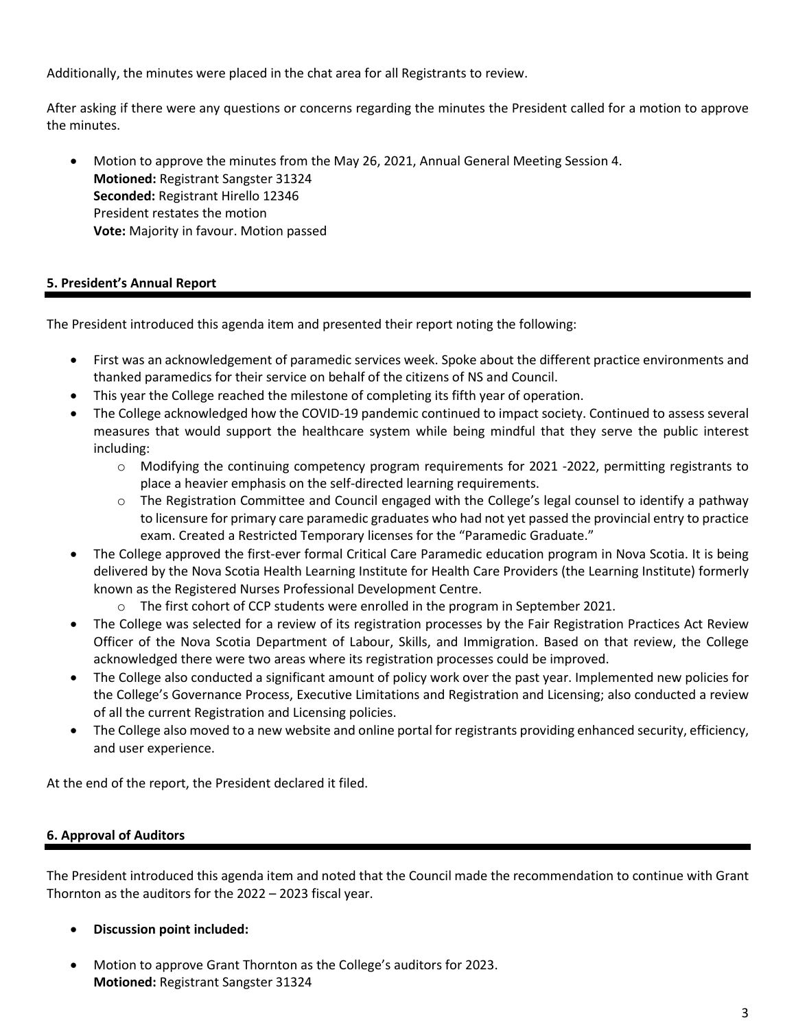Additionally, the minutes were placed in the chat area for all Registrants to review.

After asking if there were any questions or concerns regarding the minutes the President called for a motion to approve the minutes.

- Motion to approve the minutes from the May 26, 2021, Annual General Meeting Session 4.
  **Motioned:** Registrant Sangster 31324
  **Seconded:** Registrant Hirello 12346
  President restates the motion
  **Vote:** Majority in favour. Motion passed

### 5. President's Annual Report

The President introduced this agenda item and presented their report noting the following:

- First was an acknowledgement of paramedic services week. Spoke about the different practice environments and thanked paramedics for their service on behalf of the citizens of NS and Council.
- This year the College reached the milestone of completing its fifth year of operation.
- The College acknowledged how the COVID-19 pandemic continued to impact society. Continued to assess several measures that would support the healthcare system while being mindful that they serve the public interest including:
  - Modifying the continuing competency program requirements for 2021 -2022, permitting registrants to place a heavier emphasis on the self-directed learning requirements.
  - The Registration Committee and Council engaged with the College's legal counsel to identify a pathway to licensure for primary care paramedic graduates who had not yet passed the provincial entry to practice exam. Created a Restricted Temporary licenses for the "Paramedic Graduate."
- The College approved the first-ever formal Critical Care Paramedic education program in Nova Scotia. It is being delivered by the Nova Scotia Health Learning Institute for Health Care Providers (the Learning Institute) formerly known as the Registered Nurses Professional Development Centre.
  - The first cohort of CCP students were enrolled in the program in September 2021.
- The College was selected for a review of its registration processes by the Fair Registration Practices Act Review Officer of the Nova Scotia Department of Labour, Skills, and Immigration. Based on that review, the College acknowledged there were two areas where its registration processes could be improved.
- The College also conducted a significant amount of policy work over the past year. Implemented new policies for the College's Governance Process, Executive Limitations and Registration and Licensing; also conducted a review of all the current Registration and Licensing policies.
- The College also moved to a new website and online portal for registrants providing enhanced security, efficiency, and user experience.

At the end of the report, the President declared it filed.

### 6. Approval of Auditors

The President introduced this agenda item and noted that the Council made the recommendation to continue with Grant Thornton as the auditors for the 2022 – 2023 fiscal year.

- **Discussion point included:**

- Motion to approve Grant Thornton as the College's auditors for 2023.
  **Motioned:** Registrant Sangster 31324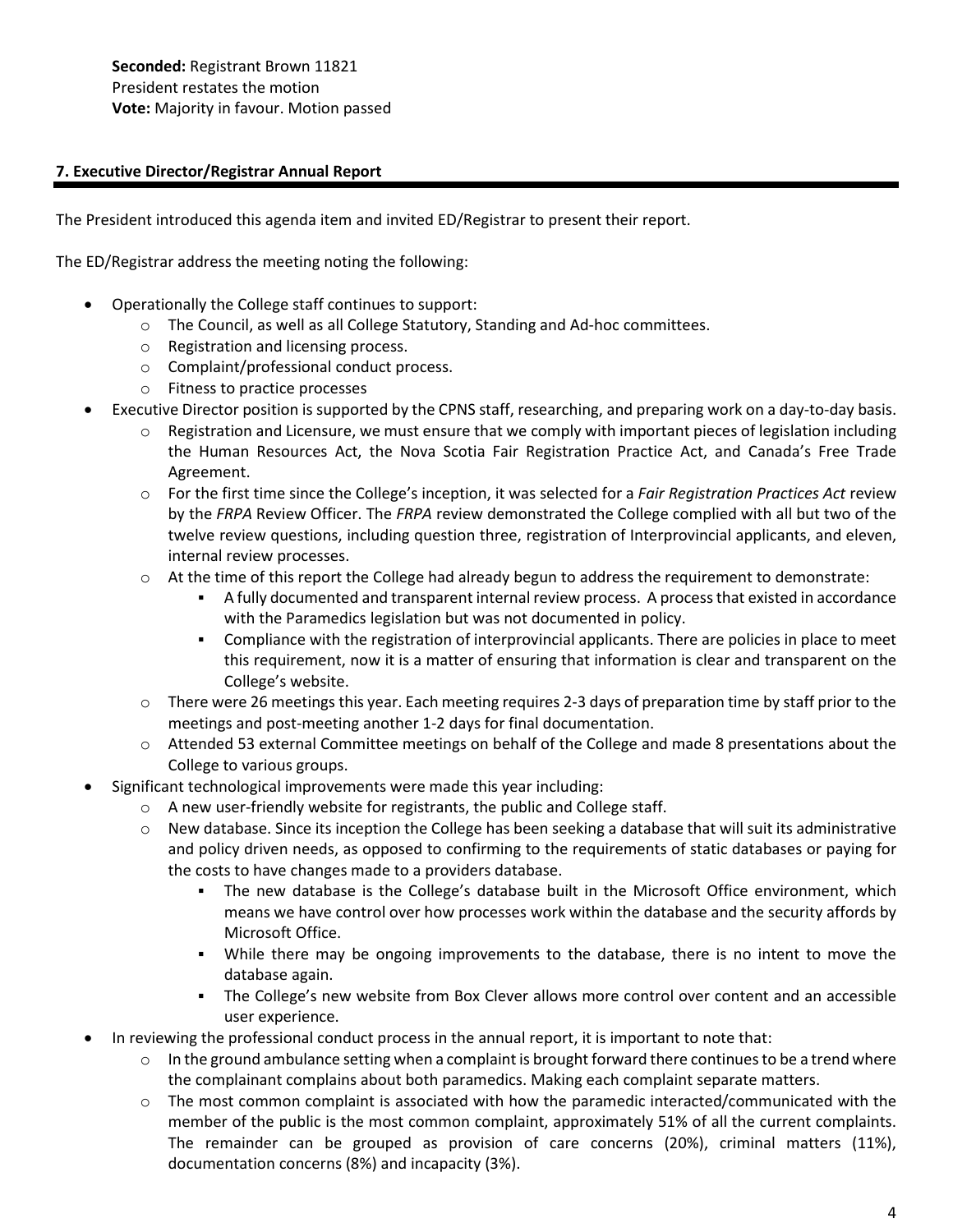**Seconded:** Registrant Brown 11821
President restates the motion
**Vote:** Majority in favour. Motion passed

### 7. Executive Director/Registrar Annual Report

The President introduced this agenda item and invited ED/Registrar to present their report.

The ED/Registrar address the meeting noting the following:

- Operationally the College staff continues to support:
  - The Council, as well as all College Statutory, Standing and Ad-hoc committees.
  - Registration and licensing process.
  - Complaint/professional conduct process.
  - Fitness to practice processes
- Executive Director position is supported by the CPNS staff, researching, and preparing work on a day-to-day basis.
  - Registration and Licensure, we must ensure that we comply with important pieces of legislation including the Human Resources Act, the Nova Scotia Fair Registration Practice Act, and Canada's Free Trade Agreement.
  - For the first time since the College's inception, it was selected for a *Fair Registration Practices Act* review by the *FRPA* Review Officer. The *FRPA* review demonstrated the College complied with all but two of the twelve review questions, including question three, registration of Interprovincial applicants, and eleven, internal review processes.
  - At the time of this report the College had already begun to address the requirement to demonstrate:
    - A fully documented and transparent internal review process. A process that existed in accordance with the Paramedics legislation but was not documented in policy.
    - Compliance with the registration of interprovincial applicants. There are policies in place to meet this requirement, now it is a matter of ensuring that information is clear and transparent on the College's website.
  - There were 26 meetings this year. Each meeting requires 2-3 days of preparation time by staff prior to the meetings and post-meeting another 1-2 days for final documentation.
  - Attended 53 external Committee meetings on behalf of the College and made 8 presentations about the College to various groups.
- Significant technological improvements were made this year including:
  - A new user-friendly website for registrants, the public and College staff.
  - New database. Since its inception the College has been seeking a database that will suit its administrative and policy driven needs, as opposed to confirming to the requirements of static databases or paying for the costs to have changes made to a providers database.
    - The new database is the College's database built in the Microsoft Office environment, which means we have control over how processes work within the database and the security affords by Microsoft Office.
    - While there may be ongoing improvements to the database, there is no intent to move the database again.
    - The College's new website from Box Clever allows more control over content and an accessible user experience.
- In reviewing the professional conduct process in the annual report, it is important to note that:
  - In the ground ambulance setting when a complaint is brought forward there continues to be a trend where the complainant complains about both paramedics. Making each complaint separate matters.
  - The most common complaint is associated with how the paramedic interacted/communicated with the member of the public is the most common complaint, approximately 51% of all the current complaints. The remainder can be grouped as provision of care concerns (20%), criminal matters (11%), documentation concerns (8%) and incapacity (3%).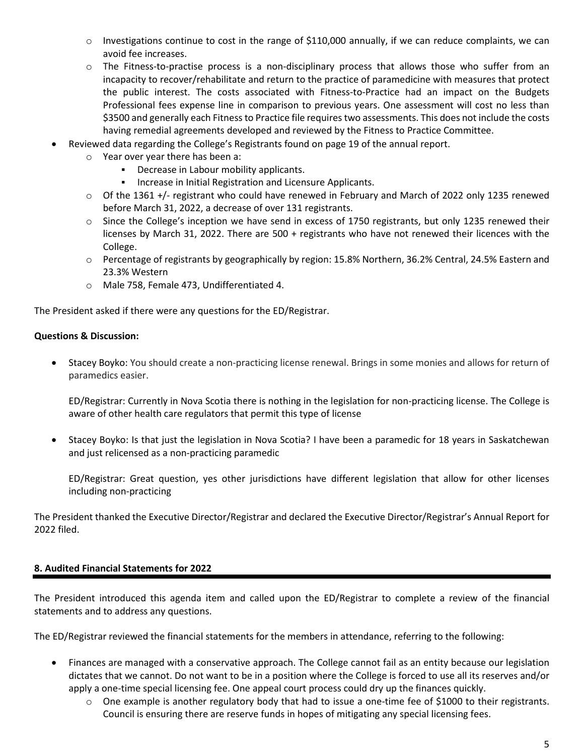- Investigations continue to cost in the range of $110,000 annually, if we can reduce complaints, we can avoid fee increases.
  - The Fitness-to-practise process is a non-disciplinary process that allows those who suffer from an incapacity to recover/rehabilitate and return to the practice of paramedicine with measures that protect the public interest. The costs associated with Fitness-to-Practice had an impact on the Budgets Professional fees expense line in comparison to previous years. One assessment will cost no less than $3500 and generally each Fitness to Practice file requires two assessments. This does not include the costs having remedial agreements developed and reviewed by the Fitness to Practice Committee.
- Reviewed data regarding the College's Registrants found on page 19 of the annual report.
  - Year over year there has been a:
    - Decrease in Labour mobility applicants.
    - Increase in Initial Registration and Licensure Applicants.
  - Of the 1361 +/- registrant who could have renewed in February and March of 2022 only 1235 renewed before March 31, 2022, a decrease of over 131 registrants.
  - Since the College's inception we have send in excess of 1750 registrants, but only 1235 renewed their licenses by March 31, 2022. There are 500 + registrants who have not renewed their licences with the College.
  - Percentage of registrants by geographically by region: 15.8% Northern, 36.2% Central, 24.5% Eastern and 23.3% Western
  - Male 758, Female 473, Undifferentiated 4.

The President asked if there were any questions for the ED/Registrar.

**Questions & Discussion:**

- Stacey Boyko: You should create a non-practicing license renewal. Brings in some monies and allows for return of paramedics easier.

  ED/Registrar: Currently in Nova Scotia there is nothing in the legislation for non-practicing license. The College is aware of other health care regulators that permit this type of license

- Stacey Boyko: Is that just the legislation in Nova Scotia? I have been a paramedic for 18 years in Saskatchewan and just relicensed as a non-practicing paramedic

  ED/Registrar: Great question, yes other jurisdictions have different legislation that allow for other licenses including non-practicing

The President thanked the Executive Director/Registrar and declared the Executive Director/Registrar's Annual Report for 2022 filed.

## 8. Audited Financial Statements for 2022

The President introduced this agenda item and called upon the ED/Registrar to complete a review of the financial statements and to address any questions.

The ED/Registrar reviewed the financial statements for the members in attendance, referring to the following:

- Finances are managed with a conservative approach. The College cannot fail as an entity because our legislation dictates that we cannot. Do not want to be in a position where the College is forced to use all its reserves and/or apply a one-time special licensing fee. One appeal court process could dry up the finances quickly.
  - One example is another regulatory body that had to issue a one-time fee of $1000 to their registrants. Council is ensuring there are reserve funds in hopes of mitigating any special licensing fees.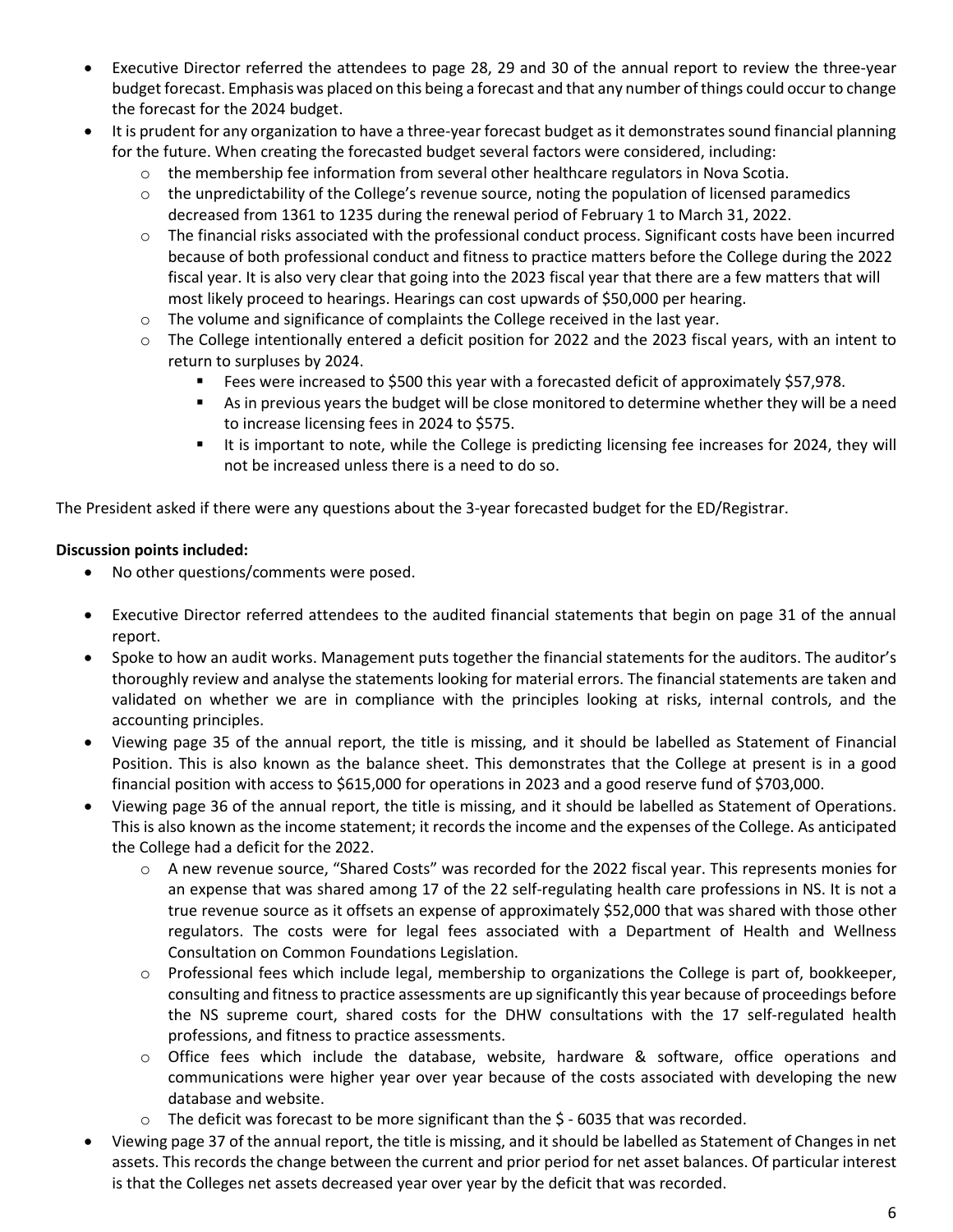- Executive Director referred the attendees to page 28, 29 and 30 of the annual report to review the three-year budget forecast. Emphasis was placed on this being a forecast and that any number of things could occur to change the forecast for the 2024 budget.
- It is prudent for any organization to have a three-year forecast budget as it demonstrates sound financial planning for the future. When creating the forecasted budget several factors were considered, including:
  - the membership fee information from several other healthcare regulators in Nova Scotia.
  - the unpredictability of the College's revenue source, noting the population of licensed paramedics decreased from 1361 to 1235 during the renewal period of February 1 to March 31, 2022.
  - The financial risks associated with the professional conduct process. Significant costs have been incurred because of both professional conduct and fitness to practice matters before the College during the 2022 fiscal year. It is also very clear that going into the 2023 fiscal year that there are a few matters that will most likely proceed to hearings. Hearings can cost upwards of $50,000 per hearing.
  - The volume and significance of complaints the College received in the last year.
  - The College intentionally entered a deficit position for 2022 and the 2023 fiscal years, with an intent to return to surpluses by 2024.
    - Fees were increased to $500 this year with a forecasted deficit of approximately $57,978.
    - As in previous years the budget will be close monitored to determine whether they will be a need to increase licensing fees in 2024 to $575.
    - It is important to note, while the College is predicting licensing fee increases for 2024, they will not be increased unless there is a need to do so.

The President asked if there were any questions about the 3-year forecasted budget for the ED/Registrar.

**Discussion points included:**

- No other questions/comments were posed.

- Executive Director referred attendees to the audited financial statements that begin on page 31 of the annual report.
- Spoke to how an audit works. Management puts together the financial statements for the auditors. The auditor's thoroughly review and analyse the statements looking for material errors. The financial statements are taken and validated on whether we are in compliance with the principles looking at risks, internal controls, and the accounting principles.
- Viewing page 35 of the annual report, the title is missing, and it should be labelled as Statement of Financial Position. This is also known as the balance sheet. This demonstrates that the College at present is in a good financial position with access to $615,000 for operations in 2023 and a good reserve fund of $703,000.
- Viewing page 36 of the annual report, the title is missing, and it should be labelled as Statement of Operations. This is also known as the income statement; it records the income and the expenses of the College. As anticipated the College had a deficit for the 2022.
  - A new revenue source, "Shared Costs" was recorded for the 2022 fiscal year. This represents monies for an expense that was shared among 17 of the 22 self-regulating health care professions in NS. It is not a true revenue source as it offsets an expense of approximately $52,000 that was shared with those other regulators. The costs were for legal fees associated with a Department of Health and Wellness Consultation on Common Foundations Legislation.
  - Professional fees which include legal, membership to organizations the College is part of, bookkeeper, consulting and fitness to practice assessments are up significantly this year because of proceedings before the NS supreme court, shared costs for the DHW consultations with the 17 self-regulated health professions, and fitness to practice assessments.
  - Office fees which include the database, website, hardware & software, office operations and communications were higher year over year because of the costs associated with developing the new database and website.
  - The deficit was forecast to be more significant than the $ - 6035 that was recorded.
- Viewing page 37 of the annual report, the title is missing, and it should be labelled as Statement of Changes in net assets. This records the change between the current and prior period for net asset balances. Of particular interest is that the Colleges net assets decreased year over year by the deficit that was recorded.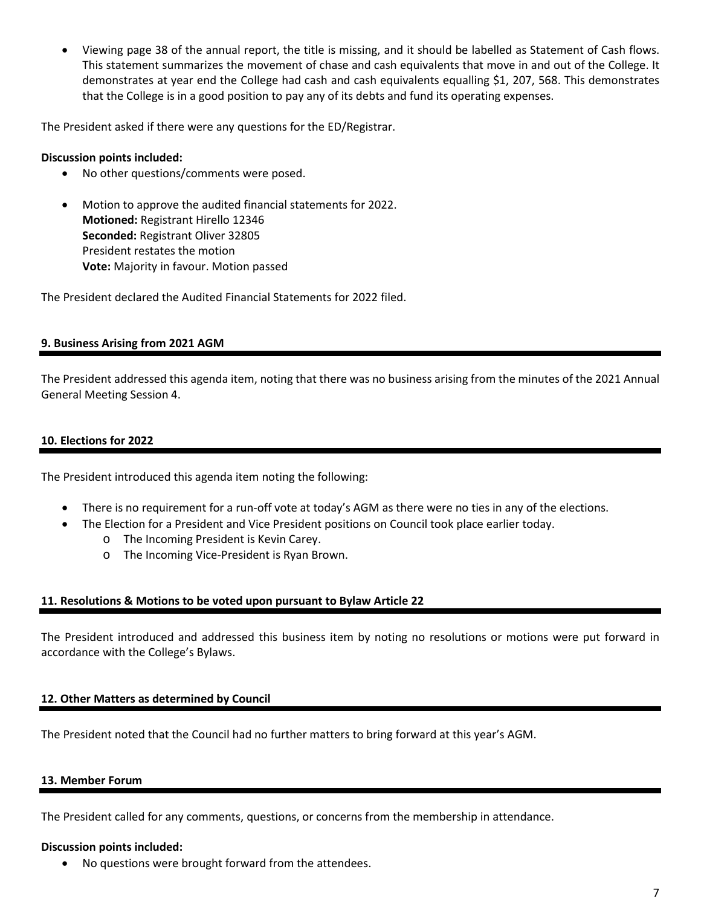- Viewing page 38 of the annual report, the title is missing, and it should be labelled as Statement of Cash flows. This statement summarizes the movement of chase and cash equivalents that move in and out of the College. It demonstrates at year end the College had cash and cash equivalents equalling $1, 207, 568. This demonstrates that the College is in a good position to pay any of its debts and fund its operating expenses.

The President asked if there were any questions for the ED/Registrar.

**Discussion points included:**

- No other questions/comments were posed.
- Motion to approve the audited financial statements for 2022.
  **Motioned:** Registrant Hirello 12346
  **Seconded:** Registrant Oliver 32805
  President restates the motion
  **Vote:** Majority in favour. Motion passed

The President declared the Audited Financial Statements for 2022 filed.

## 9. Business Arising from 2021 AGM

The President addressed this agenda item, noting that there was no business arising from the minutes of the 2021 Annual General Meeting Session 4.

## 10. Elections for 2022

The President introduced this agenda item noting the following:

- There is no requirement for a run-off vote at today's AGM as there were no ties in any of the elections.
- The Election for a President and Vice President positions on Council took place earlier today.
  - The Incoming President is Kevin Carey.
  - The Incoming Vice-President is Ryan Brown.

## 11. Resolutions & Motions to be voted upon pursuant to Bylaw Article 22

The President introduced and addressed this business item by noting no resolutions or motions were put forward in accordance with the College's Bylaws.

## 12. Other Matters as determined by Council

The President noted that the Council had no further matters to bring forward at this year's AGM.

## 13. Member Forum

The President called for any comments, questions, or concerns from the membership in attendance.

**Discussion points included:**

- No questions were brought forward from the attendees.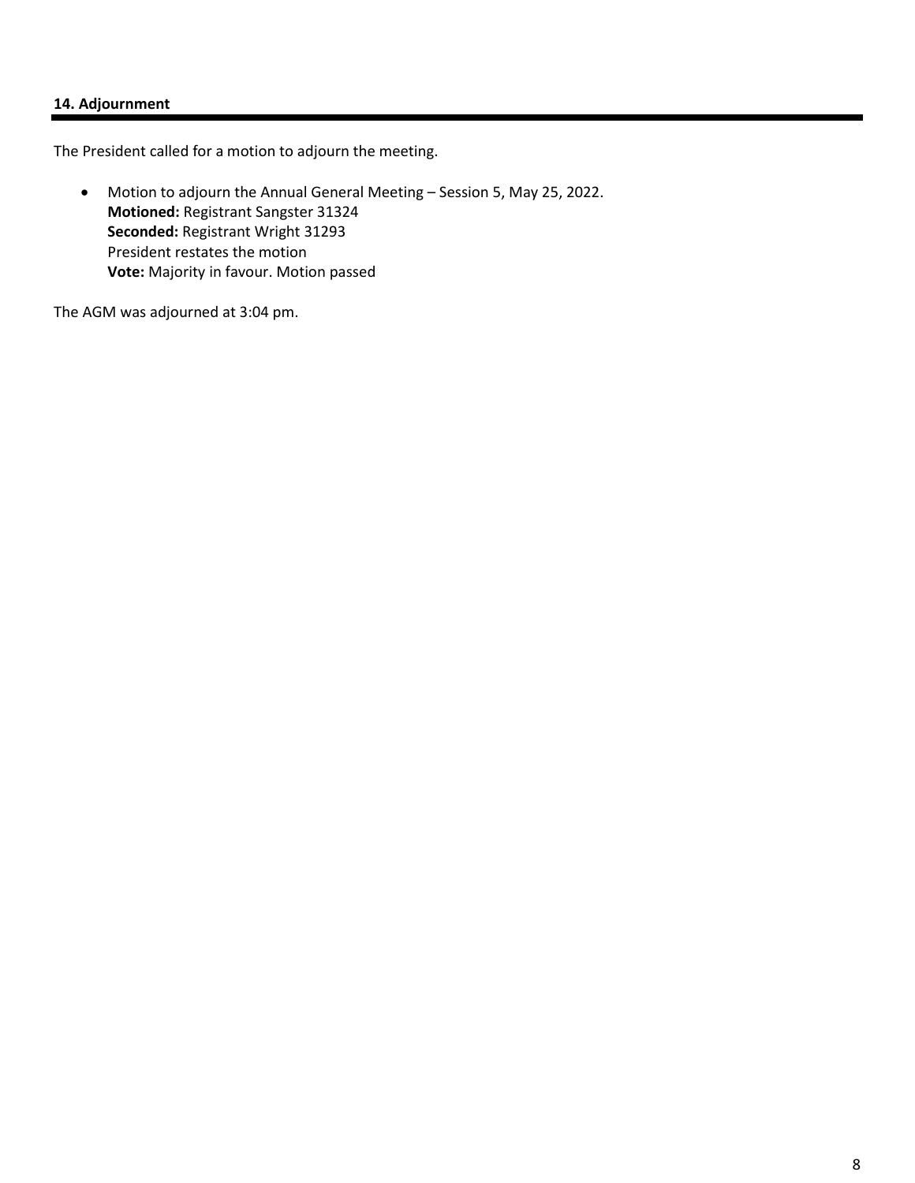### 14. Adjournment

The President called for a motion to adjourn the meeting.

- Motion to adjourn the Annual General Meeting – Session 5, May 25, 2022.
  **Motioned:** Registrant Sangster 31324
  **Seconded:** Registrant Wright 31293
  President restates the motion
  **Vote:** Majority in favour. Motion passed

The AGM was adjourned at 3:04 pm.